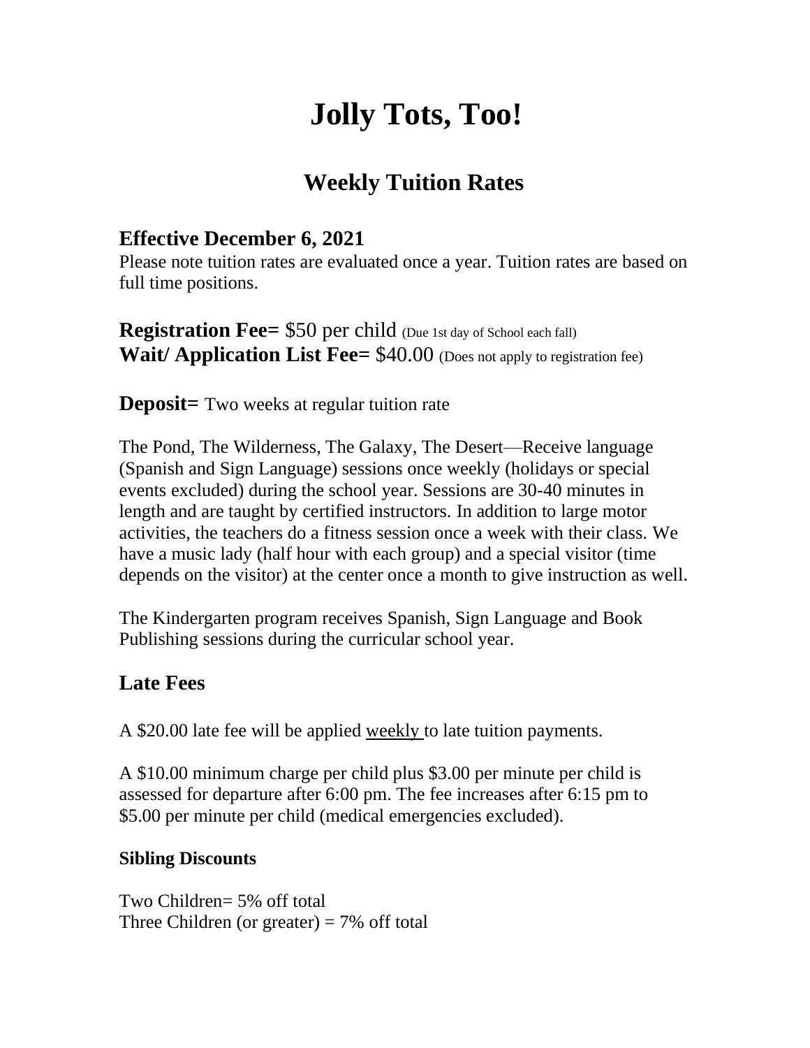# Jolly Tots, Too!

## Weekly Tuition Rates

### Effective December 6, 2021

Please note tuition rates are evaluated once a year. Tuition rates are based on full time positions.

**Registration Fee=** $50 per child (Due 1st day of School each fall)
**Wait/ Application List Fee=** $40.00 (Does not apply to registration fee)

**Deposit=** Two weeks at regular tuition rate

The Pond, The Wilderness, The Galaxy, The Desert—Receive language (Spanish and Sign Language) sessions once weekly (holidays or special events excluded) during the school year. Sessions are 30-40 minutes in length and are taught by certified instructors. In addition to large motor activities, the teachers do a fitness session once a week with their class. We have a music lady (half hour with each group) and a special visitor (time depends on the visitor) at the center once a month to give instruction as well.

The Kindergarten program receives Spanish, Sign Language and Book Publishing sessions during the curricular school year.

### Late Fees

A $20.00 late fee will be applied weekly to late tuition payments.

A $10.00 minimum charge per child plus $3.00 per minute per child is assessed for departure after 6:00 pm. The fee increases after 6:15 pm to $5.00 per minute per child (medical emergencies excluded).

#### Sibling Discounts

Two Children= 5% off total
Three Children (or greater) = 7% off total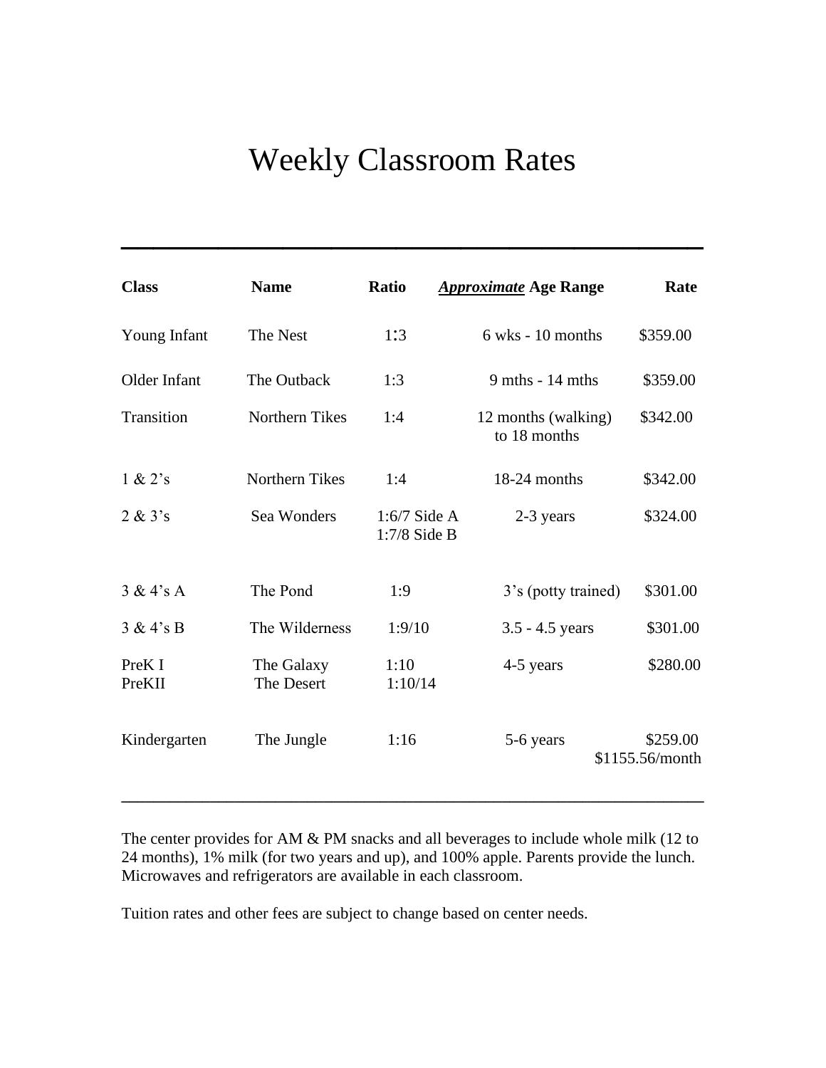# Weekly Classroom Rates

| Class | Name | Ratio | ***Approximate*** Age Range | Rate |
|---|---|---|---|---|
| Young Infant | The Nest | 1:3 | 6 wks - 10 months | $359.00 |
| Older Infant | The Outback | 1:3 | 9 mths - 14 mths | $359.00 |
| Transition | Northern Tikes | 1:4 | 12 months (walking) to 18 months | $342.00 |
| 1 & 2's | Northern Tikes | 1:4 | 18-24 months | $342.00 |
| 2 & 3's | Sea Wonders | 1:6/7 Side A<br>1:7/8 Side B | 2-3 years | $324.00 |
| 3 & 4's A | The Pond | 1:9 | 3's (potty trained) | $301.00 |
| 3 & 4's B | The Wilderness | 1:9/10 | 3.5 - 4.5 years | $301.00 |
| PreK I<br>PreKII | The Galaxy<br>The Desert | 1:10<br>1:10/14 | 4-5 years | $280.00 |
| Kindergarten | The Jungle | 1:16 | 5-6 years | $259.00<br>$1155.56/month |

The center provides for AM & PM snacks and all beverages to include whole milk (12 to 24 months), 1% milk (for two years and up), and 100% apple. Parents provide the lunch. Microwaves and refrigerators are available in each classroom.

Tuition rates and other fees are subject to change based on center needs.